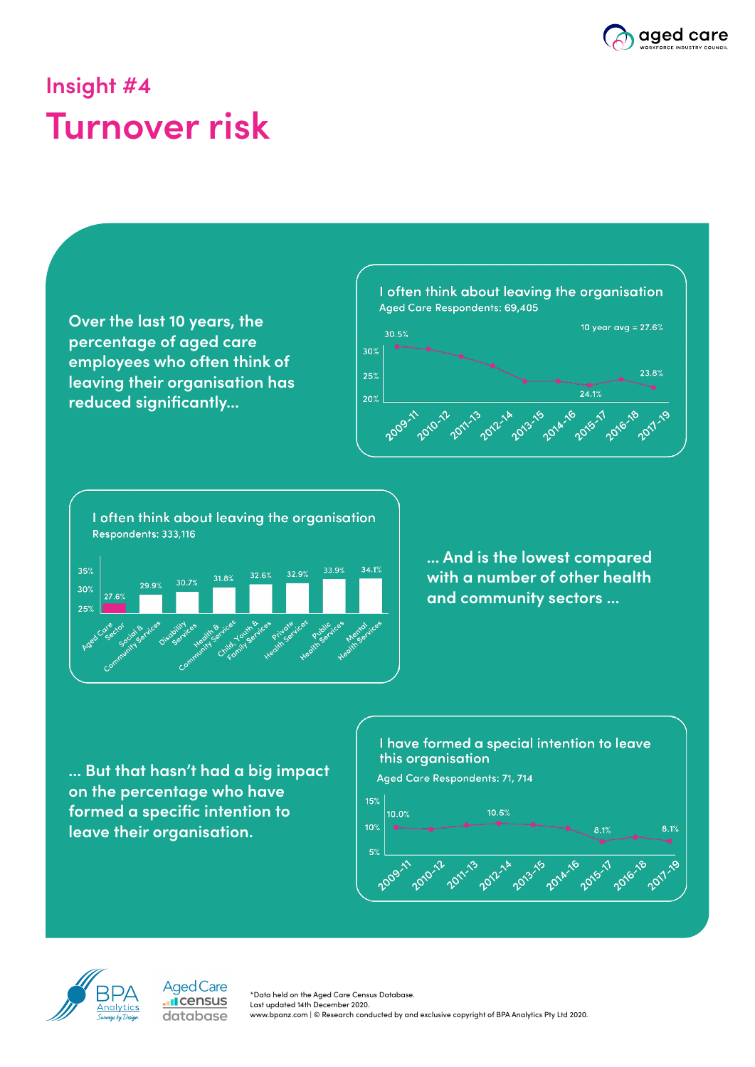# Insight #4

# Turnover risk

**Over the last 10 years, the percentage of aged care employees who often think of leaving their organisation has reduced significantly...**

**I often think about leaving the organisation**
Aged Care Respondents: 69,405

10 year avg = 27.6%

| Year | Value |
|---|---|
| 2009-11 | 30.5% |
| 2010-12 | |
| 2011-13 | |
| 2012-14 | |
| 2013-15 | |
| 2014-16 | |
| 2015-17 | 24.1% |
| 2016-18 | |
| 2017-19 | 23.8% |

**... And is the lowest compared with a number of other health and community sectors ...**

**I often think about leaving the organisation**
Respondents: 333,116

| Sector | Value |
|---|---|
| Aged Care Sector | 27.6% |
| Social & Community Services | 29.9% |
| Disability Services | 30.7% |
| Health & Community Services | 31.8% |
| Child, Youth & Family Services | 32.6% |
| Private Health Services | 32.9% |
| Public Health Services | 33.9% |
| Mental Health Services | 34.1% |

**... But that hasn't had a big impact on the percentage who have formed a specific intention to leave their organisation.**

**I have formed a special intention to leave this organisation**
Aged Care Respondents: 71, 714

| Year | Value |
|---|---|
| 2009-11 | 10.0% |
| 2010-12 | |
| 2011-13 | |
| 2012-14 | 10.6% |
| 2013-15 | |
| 2014-16 | |
| 2015-17 | 8.1% |
| 2016-18 | |
| 2017-19 | 8.1% |

*Data held on the Aged Care Census Database.
Last updated 14th December 2020.
www.bpanz.com | © Research conducted by and exclusive copyright of BPA Analytics Pty Ltd 2020.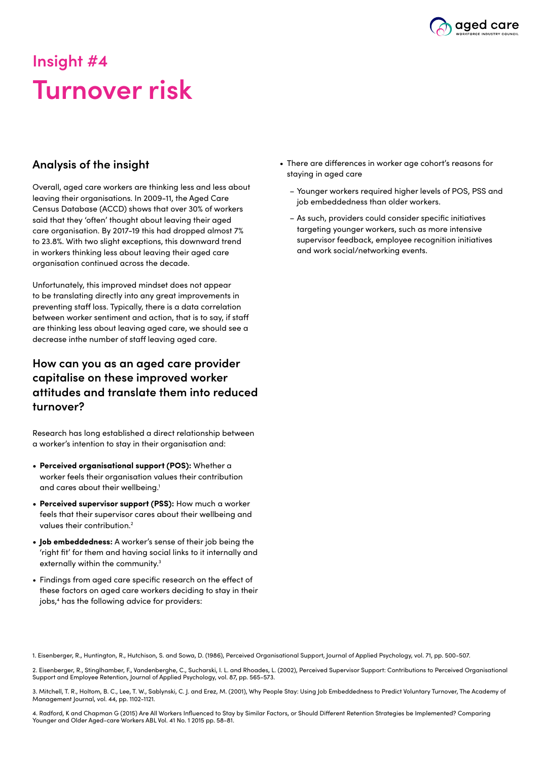# Insight #4

# Turnover risk

## Analysis of the insight

Overall, aged care workers are thinking less and less about leaving their organisations. In 2009-11, the Aged Care Census Database (ACCD) shows that over 30% of workers said that they 'often' thought about leaving their aged care organisation. By 2017-19 this had dropped almost 7% to 23.8%. With two slight exceptions, this downward trend in workers thinking less about leaving their aged care organisation continued across the decade.

Unfortunately, this improved mindset does not appear to be translating directly into any great improvements in preventing staff loss. Typically, there is a data correlation between worker sentiment and action, that is to say, if staff are thinking less about leaving aged care, we should see a decrease inthe number of staff leaving aged care.

## How can you as an aged care provider capitalise on these improved worker attitudes and translate them into reduced turnover?

Research has long established a direct relationship between a worker's intention to stay in their organisation and:

- **Perceived organisational support (POS):** Whether a worker feels their organisation values their contribution and cares about their wellbeing.[1]
- **Perceived supervisor support (PSS):** How much a worker feels that their supervisor cares about their wellbeing and values their contribution.[2]
- **Job embeddedness:** A worker's sense of their job being the 'right fit' for them and having social links to it internally and externally within the community.[3]
- Findings from aged care specific research on the effect of these factors on aged care workers deciding to stay in their jobs,[4] has the following advice for providers:
- There are differences in worker age cohort's reasons for staying in aged care
  - Younger workers required higher levels of POS, PSS and job embeddedness than older workers.
  - As such, providers could consider specific initiatives targeting younger workers, such as more intensive supervisor feedback, employee recognition initiatives and work social/networking events.

1. Eisenberger, R., Huntington, R., Hutchison, S. and Sowa, D. (1986), Perceived Organisational Support, Journal of Applied Psychology, vol. 71, pp. 500-507.

2. Eisenberger, R., Stinglhamber, F., Vandenberghe, C., Sucharski, I. L. and Rhoades, L. (2002), Perceived Supervisor Support: Contributions to Perceived Organisational Support and Employee Retention, Journal of Applied Psychology, vol. 87, pp. 565-573.

3. Mitchell, T. R., Holtom, B. C., Lee, T. W., Sablynski, C. J. and Erez, M. (2001), Why People Stay: Using Job Embeddedness to Predict Voluntary Turnover, The Academy of Management Journal, vol. 44, pp. 1102-1121.

4. Radford, K and Chapman G (2015) Are All Workers Influenced to Stay by Similar Factors, or Should Different Retention Strategies be Implemented? Comparing Younger and Older Aged-care Workers ABL Vol. 41 No. 1 2015 pp. 58-81.